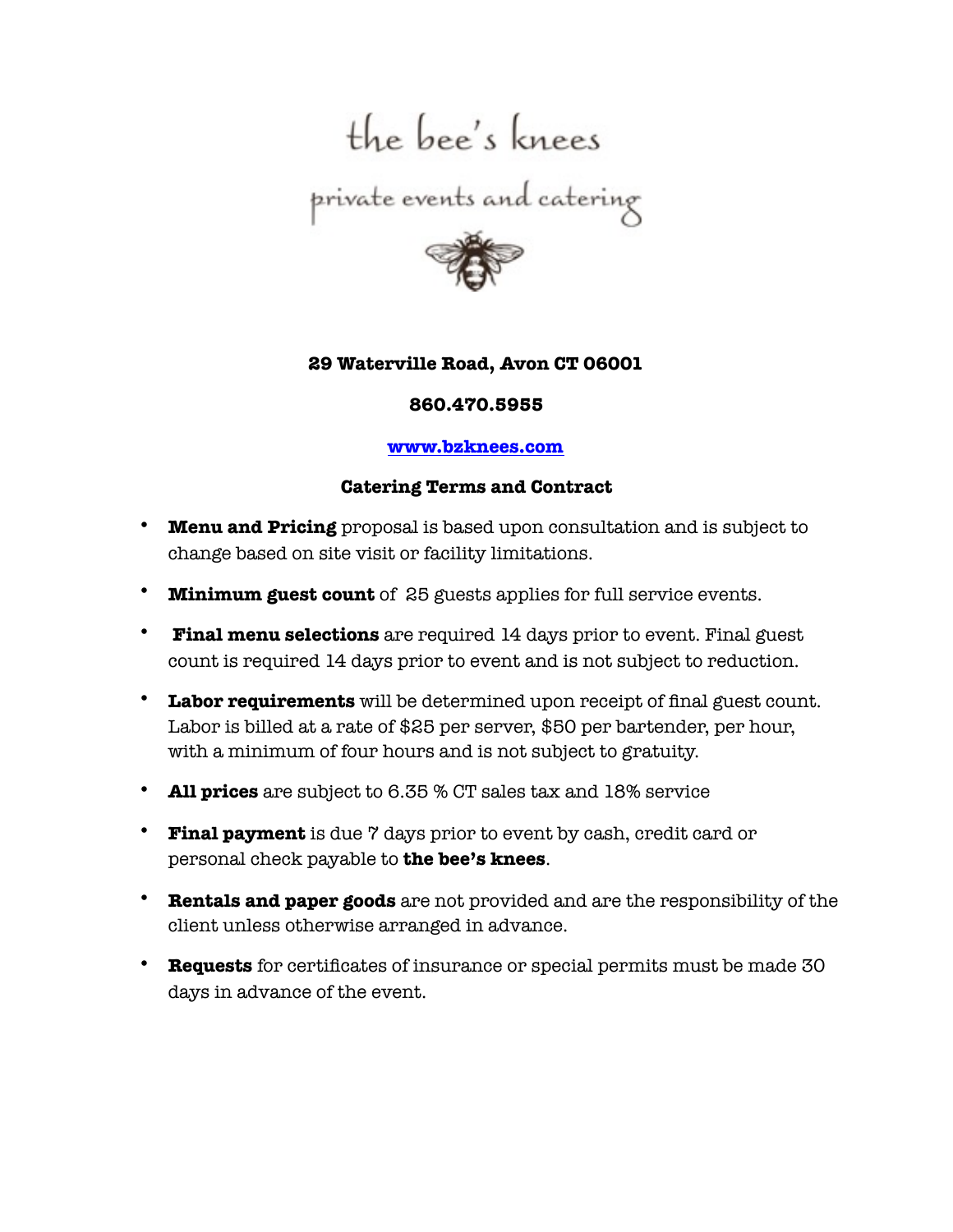# the bee's knees

## private events and catering

**29 Waterville Road, Avon CT 06001**

**860.470.5955**

**[www.bzknees.com](http://www.bzknees.com)**

### Catering Terms and Contract

- **Menu and Pricing** proposal is based upon consultation and is subject to change based on site visit or facility limitations.
- **Minimum guest count** of 25 guests applies for full service events.
- **Final menu selections** are required 14 days prior to event. Final guest count is required 14 days prior to event and is not subject to reduction.
- **Labor requirements** will be determined upon receipt of final guest count. Labor is billed at a rate of $25 per server, $50 per bartender, per hour, with a minimum of four hours and is not subject to gratuity.
- **All prices** are subject to 6.35 % CT sales tax and 18% service
- **Final payment** is due 7 days prior to event by cash, credit card or personal check payable to **the bee's knees**.
- **Rentals and paper goods** are not provided and are the responsibility of the client unless otherwise arranged in advance.
- **Requests** for certificates of insurance or special permits must be made 30 days in advance of the event.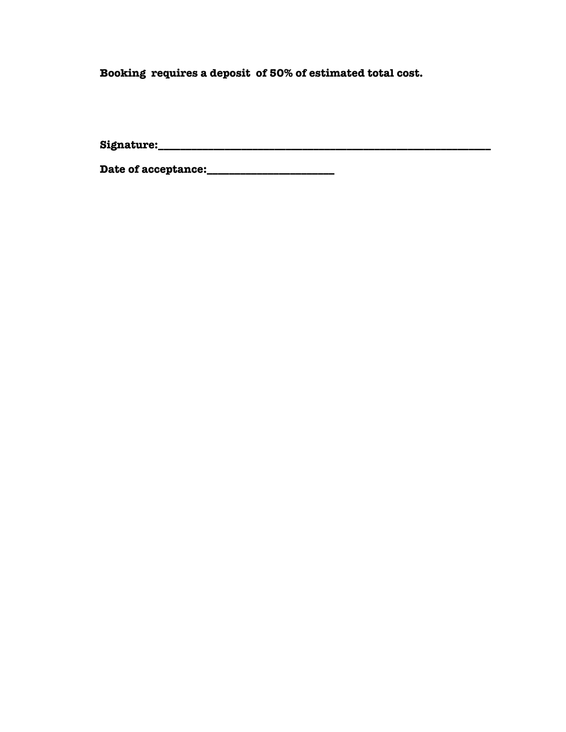**Booking requires a deposit of 50% of estimated total cost.**

**Signature:\_\_\_\_\_\_\_\_\_\_\_\_\_\_\_\_\_\_\_\_\_\_\_\_\_\_\_\_\_\_\_\_\_\_\_\_\_\_\_\_\_\_\_\_\_\_\_\_\_\_\_\_\_\_\_\_**

**Date of acceptance:\_\_\_\_\_\_\_\_\_\_\_\_\_\_\_\_\_\_\_\_\_\_**